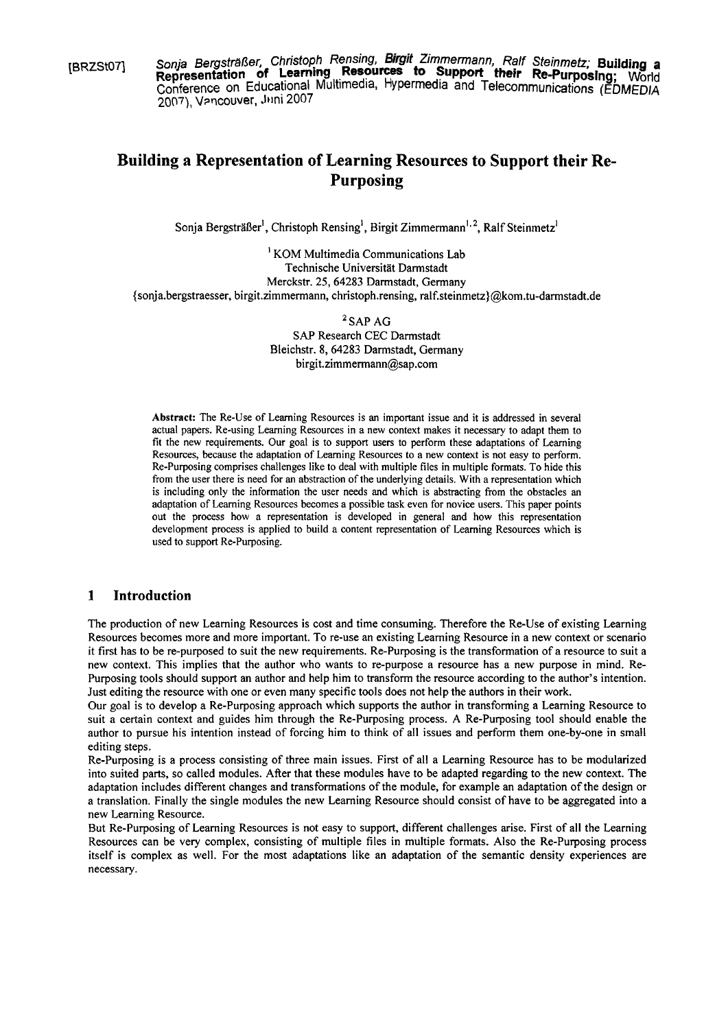[BRZSt07] Sonja Bergsträßer, Christoph Rensing, Birgit Zimmermann, Ralf Steinmetz; **Building a Representation of Learning Resources to Support their Re-Purposing**; World Conference on Educational Multimedia, Hypermedia and Telecommunications (EDMEDIA 2007), Vancouver, Juni 2007

# Building a Representation of Learning Resources to Support their Re-Purposing

Sonja Bergsträßer[1], Christoph Rensing[1], Birgit Zimmermann[1,2], Ralf Steinmetz[1]

[1] KOM Multimedia Communications Lab
Technische Universität Darmstadt
Merckstr. 25, 64283 Darmstadt, Germany
{sonja.bergstraesser, birgit.zimmermann, christoph.rensing, ralf.steinmetz}@kom.tu-darmstadt.de

[2] SAP AG
SAP Research CEC Darmstadt
Bleichstr. 8, 64283 Darmstadt, Germany
birgit.zimmermann@sap.com

**Abstract:** The Re-Use of Learning Resources is an important issue and it is addressed in several actual papers. Re-using Learning Resources in a new context makes it necessary to adapt them to fit the new requirements. Our goal is to support users to perform these adaptations of Learning Resources, because the adaptation of Learning Resources to a new context is not easy to perform. Re-Purposing comprises challenges like to deal with multiple files in multiple formats. To hide this from the user there is need for an abstraction of the underlying details. With a representation which is including only the information the user needs and which is abstracting from the obstacles an adaptation of Learning Resources becomes a possible task even for novice users. This paper points out the process how a representation is developed in general and how this representation development process is applied to build a content representation of Learning Resources which is used to support Re-Purposing.

## 1 Introduction

The production of new Learning Resources is cost and time consuming. Therefore the Re-Use of existing Learning Resources becomes more and more important. To re-use an existing Learning Resource in a new context or scenario it first has to be re-purposed to suit the new requirements. Re-Purposing is the transformation of a resource to suit a new context. This implies that the author who wants to re-purpose a resource has a new purpose in mind. Re-Purposing tools should support an author and help him to transform the resource according to the author's intention. Just editing the resource with one or even many specific tools does not help the authors in their work.

Our goal is to develop a Re-Purposing approach which supports the author in transforming a Learning Resource to suit a certain context and guides him through the Re-Purposing process. A Re-Purposing tool should enable the author to pursue his intention instead of forcing him to think of all issues and perform them one-by-one in small editing steps.

Re-Purposing is a process consisting of three main issues. First of all a Learning Resource has to be modularized into suited parts, so called modules. After that these modules have to be adapted regarding to the new context. The adaptation includes different changes and transformations of the module, for example an adaptation of the design or a translation. Finally the single modules the new Learning Resource should consist of have to be aggregated into a new Learning Resource.

But Re-Purposing of Learning Resources is not easy to support, different challenges arise. First of all the Learning Resources can be very complex, consisting of multiple files in multiple formats. Also the Re-Purposing process itself is complex as well. For the most adaptations like an adaptation of the semantic density experiences are necessary.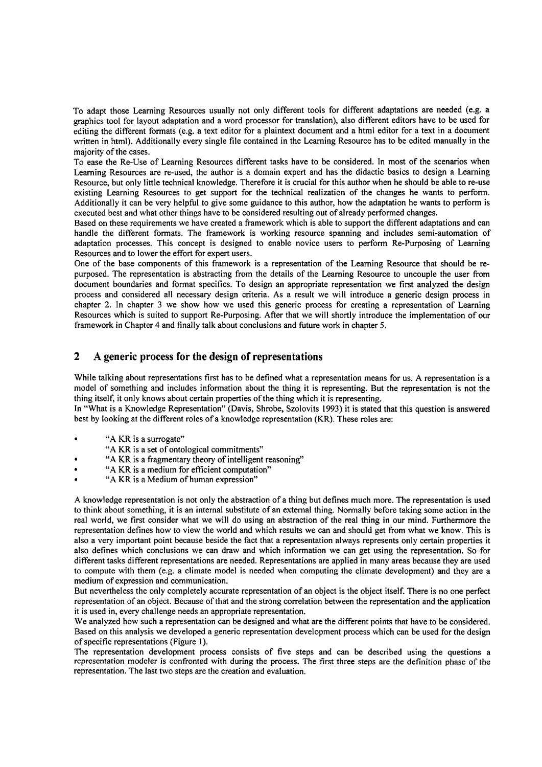To adapt those Learning Resources usually not only different tools for different adaptations are needed (e.g. a graphics tool for layout adaptation and a word processor for translation), also different editors have to be used for editing the different formats (e.g. a text editor for a plaintext document and a html editor for a text in a document written in html). Additionally every single file contained in the Learning Resource has to be edited manually in the majority of the cases.

To ease the Re-Use of Learning Resources different tasks have to be considered. In most of the scenarios when Learning Resources are re-used, the author is a domain expert and has the didactic basics to design a Learning Resource, but only little technical knowledge. Therefore it is crucial for this author when he should be able to re-use existing Learning Resources to get support for the technical realization of the changes he wants to perform. Additionally it can be very helpful to give some guidance to this author, how the adaptation he wants to perform is executed best and what other things have to be considered resulting out of already performed changes.

Based on these requirements we have created a framework which is able to support the different adaptations and can handle the different formats. The framework is working resource spanning and includes semi-automation of adaptation processes. This concept is designed to enable novice users to perform Re-Purposing of Learning Resources and to lower the effort for expert users.

One of the base components of this framework is a representation of the Learning Resource that should be re-purposed. The representation is abstracting from the details of the Learning Resource to uncouple the user from document boundaries and format specifics. To design an appropriate representation we first analyzed the design process and considered all necessary design criteria. As a result we will introduce a generic design process in chapter 2. In chapter 3 we show how we used this generic process for creating a representation of Learning Resources which is suited to support Re-Purposing. After that we will shortly introduce the implementation of our framework in Chapter 4 and finally talk about conclusions and future work in chapter 5.

## 2 A generic process for the design of representations

While talking about representations first has to be defined what a representation means for us. A representation is a model of something and includes information about the thing it is representing. But the representation is not the thing itself, it only knows about certain properties of the thing which it is representing.

In "What is a Knowledge Representation" (Davis, Shrobe, Szolovits 1993) it is stated that this question is answered best by looking at the different roles of a knowledge representation (KR). These roles are:

- "A KR is a surrogate"
  "A KR is a set of ontological commitments"
- "A KR is a fragmentary theory of intelligent reasoning"
- "A KR is a medium for efficient computation"
- "A KR is a Medium of human expression"

A knowledge representation is not only the abstraction of a thing but defines much more. The representation is used to think about something, it is an internal substitute of an external thing. Normally before taking some action in the real world, we first consider what we will do using an abstraction of the real thing in our mind. Furthermore the representation defines how to view the world and which results we can and should get from what we know. This is also a very important point because beside the fact that a representation always represents only certain properties it also defines which conclusions we can draw and which information we can get using the representation. So for different tasks different representations are needed. Representations are applied in many areas because they are used to compute with them (e.g. a climate model is needed when computing the climate development) and they are a medium of expression and communication.

But nevertheless the only completely accurate representation of an object is the object itself. There is no one perfect representation of an object. Because of that and the strong correlation between the representation and the application it is used in, every challenge needs an appropriate representation.

We analyzed how such a representation can be designed and what are the different points that have to be considered. Based on this analysis we developed a generic representation development process which can be used for the design of specific representations (Figure 1).

The representation development process consists of five steps and can be described using the questions a representation modeler is confronted with during the process. The first three steps are the definition phase of the representation. The last two steps are the creation and evaluation.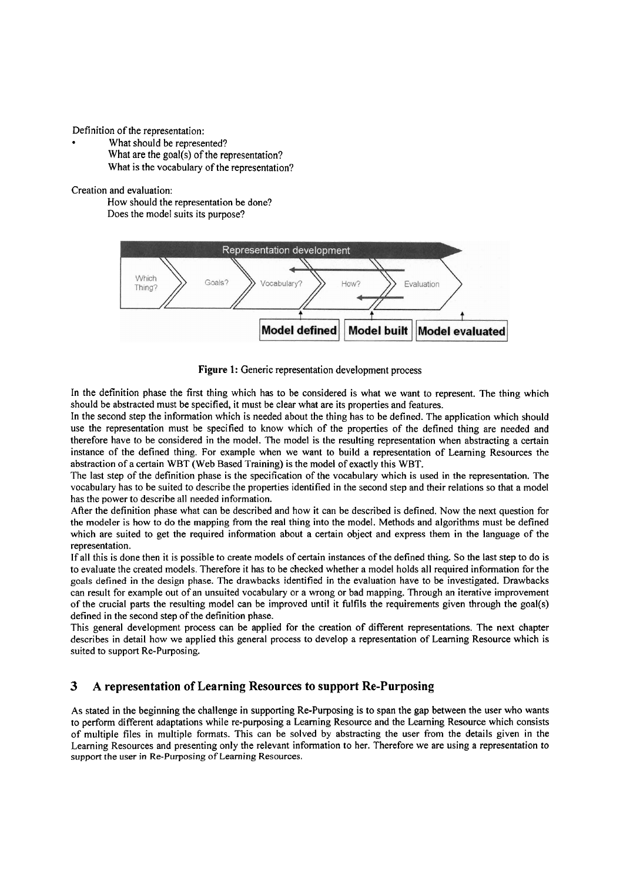Definition of the representation:

- What should be represented?
  What are the goal(s) of the representation?
  What is the vocabulary of the representation?

Creation and evaluation:

How should the representation be done?
Does the model suits its purpose?

**Figure 1:** Generic representation development process

In the definition phase the first thing which has to be considered is what we want to represent. The thing which should be abstracted must be specified, it must be clear what are its properties and features.

In the second step the information which is needed about the thing has to be defined. The application which should use the representation must be specified to know which of the properties of the defined thing are needed and therefore have to be considered in the model. The model is the resulting representation when abstracting a certain instance of the defined thing. For example when we want to build a representation of Learning Resources the abstraction of a certain WBT (Web Based Training) is the model of exactly this WBT.

The last step of the definition phase is the specification of the vocabulary which is used in the representation. The vocabulary has to be suited to describe the properties identified in the second step and their relations so that a model has the power to describe all needed information.

After the definition phase what can be described and how it can be described is defined. Now the next question for the modeler is how to do the mapping from the real thing into the model. Methods and algorithms must be defined which are suited to get the required information about a certain object and express them in the language of the representation.

If all this is done then it is possible to create models of certain instances of the defined thing. So the last step to do is to evaluate the created models. Therefore it has to be checked whether a model holds all required information for the goals defined in the design phase. The drawbacks identified in the evaluation have to be investigated. Drawbacks can result for example out of an unsuited vocabulary or a wrong or bad mapping. Through an iterative improvement of the crucial parts the resulting model can be improved until it fulfils the requirements given through the goal(s) defined in the second step of the definition phase.

This general development process can be applied for the creation of different representations. The next chapter describes in detail how we applied this general process to develop a representation of Learning Resource which is suited to support Re-Purposing.

## 3 A representation of Learning Resources to support Re-Purposing

As stated in the beginning the challenge in supporting Re-Purposing is to span the gap between the user who wants to perform different adaptations while re-purposing a Learning Resource and the Learning Resource which consists of multiple files in multiple formats. This can be solved by abstracting the user from the details given in the Learning Resources and presenting only the relevant information to her. Therefore we are using a representation to support the user in Re-Purposing of Learning Resources.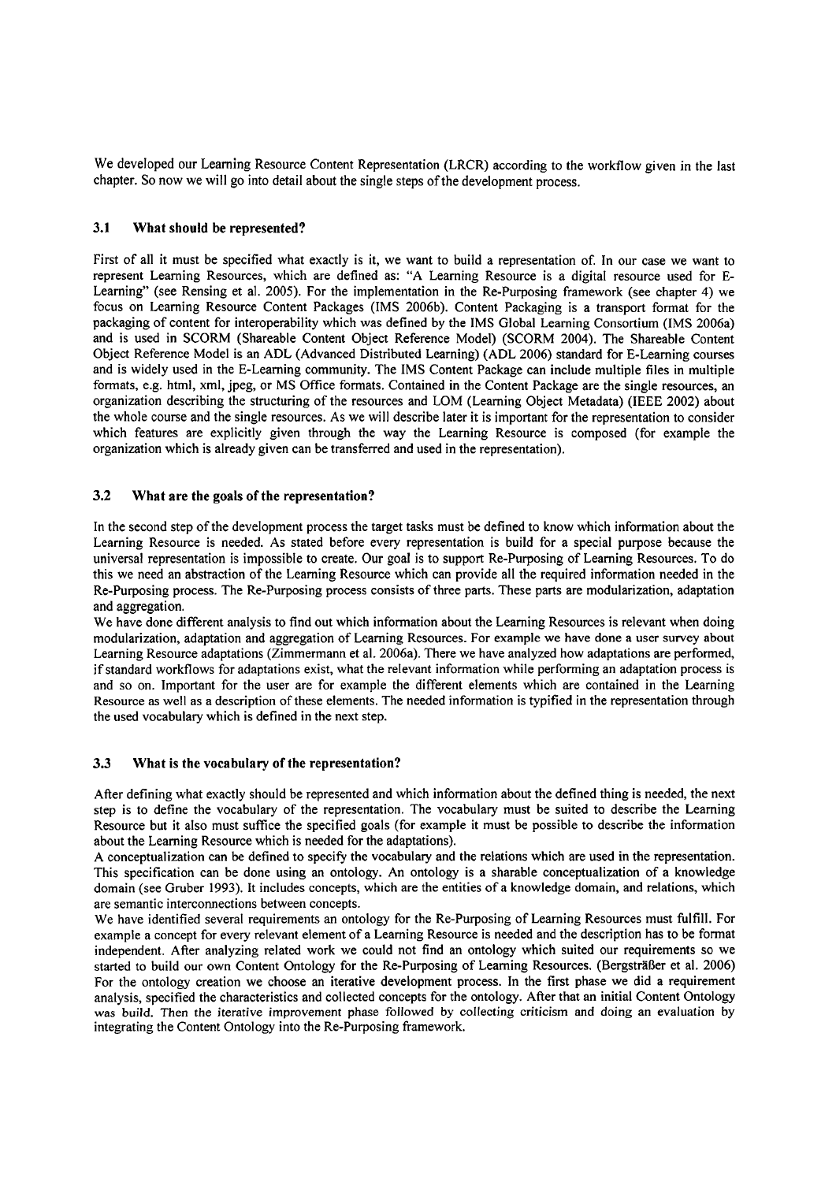We developed our Learning Resource Content Representation (LRCR) according to the workflow given in the last chapter. So now we will go into detail about the single steps of the development process.

### 3.1 What should be represented?

First of all it must be specified what exactly is it, we want to build a representation of. In our case we want to represent Learning Resources, which are defined as: "A Learning Resource is a digital resource used for E-Learning" (see Rensing et al. 2005). For the implementation in the Re-Purposing framework (see chapter 4) we focus on Learning Resource Content Packages (IMS 2006b). Content Packaging is a transport format for the packaging of content for interoperability which was defined by the IMS Global Learning Consortium (IMS 2006a) and is used in SCORM (Shareable Content Object Reference Model) (SCORM 2004). The Shareable Content Object Reference Model is an ADL (Advanced Distributed Learning) (ADL 2006) standard for E-Learning courses and is widely used in the E-Learning community. The IMS Content Package can include multiple files in multiple formats, e.g. html, xml, jpeg, or MS Office formats. Contained in the Content Package are the single resources, an organization describing the structuring of the resources and LOM (Learning Object Metadata) (IEEE 2002) about the whole course and the single resources. As we will describe later it is important for the representation to consider which features are explicitly given through the way the Learning Resource is composed (for example the organization which is already given can be transferred and used in the representation).

### 3.2 What are the goals of the representation?

In the second step of the development process the target tasks must be defined to know which information about the Learning Resource is needed. As stated before every representation is build for a special purpose because the universal representation is impossible to create. Our goal is to support Re-Purposing of Learning Resources. To do this we need an abstraction of the Learning Resource which can provide all the required information needed in the Re-Purposing process. The Re-Purposing process consists of three parts. These parts are modularization, adaptation and aggregation.

We have done different analysis to find out which information about the Learning Resources is relevant when doing modularization, adaptation and aggregation of Learning Resources. For example we have done a user survey about Learning Resource adaptations (Zimmermann et al. 2006a). There we have analyzed how adaptations are performed, if standard workflows for adaptations exist, what the relevant information while performing an adaptation process is and so on. Important for the user are for example the different elements which are contained in the Learning Resource as well as a description of these elements. The needed information is typified in the representation through the used vocabulary which is defined in the next step.

### 3.3 What is the vocabulary of the representation?

After defining what exactly should be represented and which information about the defined thing is needed, the next step is to define the vocabulary of the representation. The vocabulary must be suited to describe the Learning Resource but it also must suffice the specified goals (for example it must be possible to describe the information about the Learning Resource which is needed for the adaptations).

A conceptualization can be defined to specify the vocabulary and the relations which are used in the representation. This specification can be done using an ontology. An ontology is a sharable conceptualization of a knowledge domain (see Gruber 1993). It includes concepts, which are the entities of a knowledge domain, and relations, which are semantic interconnections between concepts.

We have identified several requirements an ontology for the Re-Purposing of Learning Resources must fulfill. For example a concept for every relevant element of a Learning Resource is needed and the description has to be format independent. After analyzing related work we could not find an ontology which suited our requirements so we started to build our own Content Ontology for the Re-Purposing of Learning Resources. (Bergsträßer et al. 2006) For the ontology creation we choose an iterative development process. In the first phase we did a requirement analysis, specified the characteristics and collected concepts for the ontology. After that an initial Content Ontology was build. Then the iterative improvement phase followed by collecting criticism and doing an evaluation by integrating the Content Ontology into the Re-Purposing framework.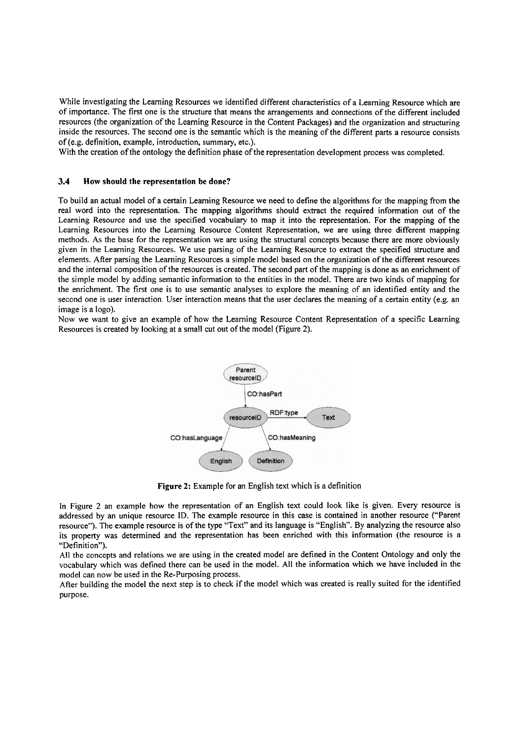While investigating the Learning Resources we identified different characteristics of a Learning Resource which are of importance. The first one is the structure that means the arrangements and connections of the different included resources (the organization of the Learning Resource in the Content Packages) and the organization and structuring inside the resources. The second one is the semantic which is the meaning of the different parts a resource consists of (e.g. definition, example, introduction, summary, etc.).
With the creation of the ontology the definition phase of the representation development process was completed.

### 3.4 How should the representation be done?

To build an actual model of a certain Learning Resource we need to define the algorithms for the mapping from the real word into the representation. The mapping algorithms should extract the required information out of the Learning Resource and use the specified vocabulary to map it into the representation. For the mapping of the Learning Resources into the Learning Resource Content Representation, we are using three different mapping methods. As the base for the representation we are using the structural concepts because there are more obviously given in the Learning Resources. We use parsing of the Learning Resource to extract the specified structure and elements. After parsing the Learning Resources a simple model based on the organization of the different resources and the internal composition of the resources is created. The second part of the mapping is done as an enrichment of the simple model by adding semantic information to the entities in the model. There are two kinds of mapping for the enrichment. The first one is to use semantic analyses to explore the meaning of an identified entity and the second one is user interaction. User interaction means that the user declares the meaning of a certain entity (e.g. an image is a logo).
Now we want to give an example of how the Learning Resource Content Representation of a specific Learning Resources is created by looking at a small cut out of the model (Figure 2).

**Figure 2:** Example for an English text which is a definition

In Figure 2 an example how the representation of an English text could look like is given. Every resource is addressed by an unique resource ID. The example resource in this case is contained in another resource ("Parent resource"). The example resource is of the type "Text" and its language is "English". By analyzing the resource also its property was determined and the representation has been enriched with this information (the resource is a "Definition").
All the concepts and relations we are using in the created model are defined in the Content Ontology and only the vocabulary which was defined there can be used in the model. All the information which we have included in the model can now be used in the Re-Purposing process.
After building the model the next step is to check if the model which was created is really suited for the identified purpose.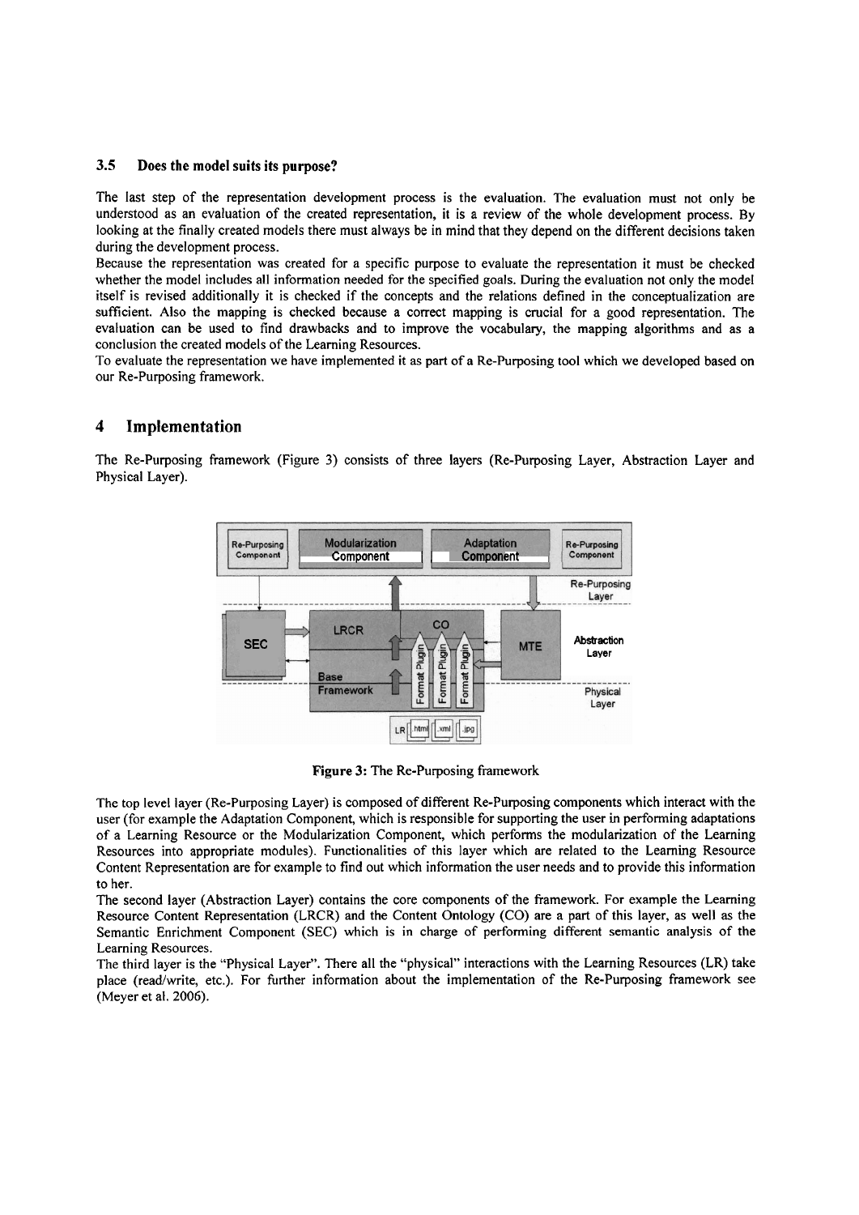### 3.5 Does the model suits its purpose?

The last step of the representation development process is the evaluation. The evaluation must not only be understood as an evaluation of the created representation, it is a review of the whole development process. By looking at the finally created models there must always be in mind that they depend on the different decisions taken during the development process.

Because the representation was created for a specific purpose to evaluate the representation it must be checked whether the model includes all information needed for the specified goals. During the evaluation not only the model itself is revised additionally it is checked if the concepts and the relations defined in the conceptualization are sufficient. Also the mapping is checked because a correct mapping is crucial for a good representation. The evaluation can be used to find drawbacks and to improve the vocabulary, the mapping algorithms and as a conclusion the created models of the Learning Resources.

To evaluate the representation we have implemented it as part of a Re-Purposing tool which we developed based on our Re-Purposing framework.

## 4 Implementation

The Re-Purposing framework (Figure 3) consists of three layers (Re-Purposing Layer, Abstraction Layer and Physical Layer).

**Figure 3:** The Re-Purposing framework

The top level layer (Re-Purposing Layer) is composed of different Re-Purposing components which interact with the user (for example the Adaptation Component, which is responsible for supporting the user in performing adaptations of a Learning Resource or the Modularization Component, which performs the modularization of the Learning Resources into appropriate modules). Functionalities of this layer which are related to the Learning Resource Content Representation are for example to find out which information the user needs and to provide this information to her.

The second layer (Abstraction Layer) contains the core components of the framework. For example the Learning Resource Content Representation (LRCR) and the Content Ontology (CO) are a part of this layer, as well as the Semantic Enrichment Component (SEC) which is in charge of performing different semantic analysis of the Learning Resources.

The third layer is the "Physical Layer". There all the "physical" interactions with the Learning Resources (LR) take place (read/write, etc.). For further information about the implementation of the Re-Purposing framework see (Meyer et al. 2006).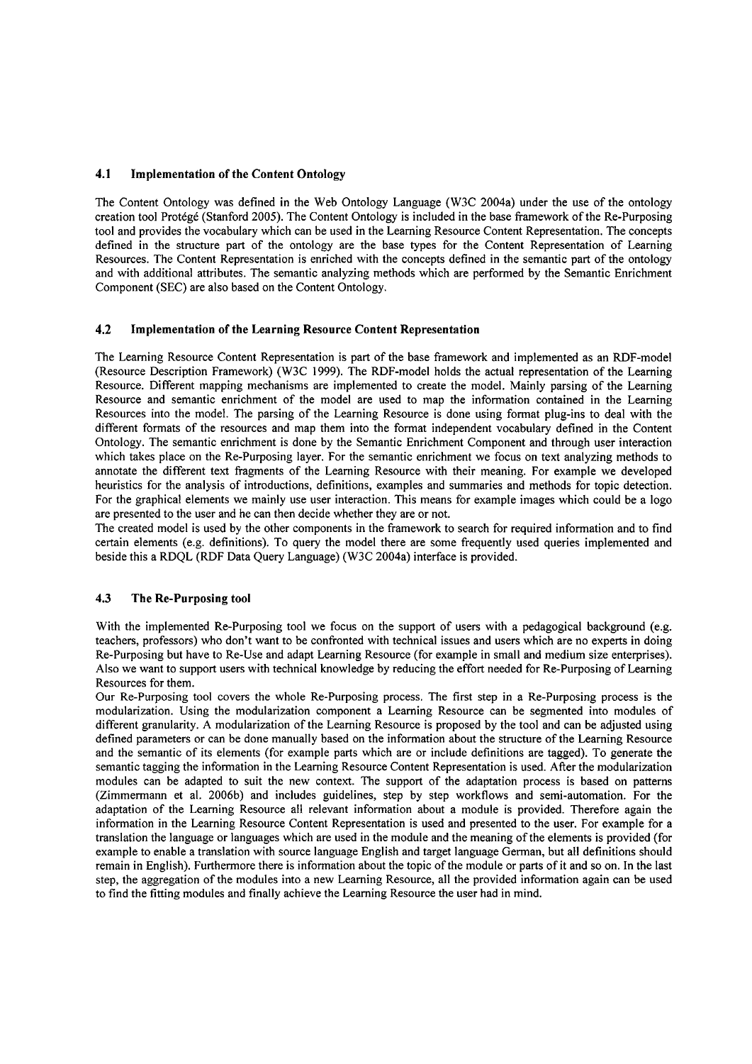### 4.1 Implementation of the Content Ontology

The Content Ontology was defined in the Web Ontology Language (W3C 2004a) under the use of the ontology creation tool Protégé (Stanford 2005). The Content Ontology is included in the base framework of the Re-Purposing tool and provides the vocabulary which can be used in the Learning Resource Content Representation. The concepts defined in the structure part of the ontology are the base types for the Content Representation of Learning Resources. The Content Representation is enriched with the concepts defined in the semantic part of the ontology and with additional attributes. The semantic analyzing methods which are performed by the Semantic Enrichment Component (SEC) are also based on the Content Ontology.

### 4.2 Implementation of the Learning Resource Content Representation

The Learning Resource Content Representation is part of the base framework and implemented as an RDF-model (Resource Description Framework) (W3C 1999). The RDF-model holds the actual representation of the Learning Resource. Different mapping mechanisms are implemented to create the model. Mainly parsing of the Learning Resource and semantic enrichment of the model are used to map the information contained in the Learning Resources into the model. The parsing of the Learning Resource is done using format plug-ins to deal with the different formats of the resources and map them into the format independent vocabulary defined in the Content Ontology. The semantic enrichment is done by the Semantic Enrichment Component and through user interaction which takes place on the Re-Purposing layer. For the semantic enrichment we focus on text analyzing methods to annotate the different text fragments of the Learning Resource with their meaning. For example we developed heuristics for the analysis of introductions, definitions, examples and summaries and methods for topic detection. For the graphical elements we mainly use user interaction. This means for example images which could be a logo are presented to the user and he can then decide whether they are or not.

The created model is used by the other components in the framework to search for required information and to find certain elements (e.g. definitions). To query the model there are some frequently used queries implemented and beside this a RDQL (RDF Data Query Language) (W3C 2004a) interface is provided.

### 4.3 The Re-Purposing tool

With the implemented Re-Purposing tool we focus on the support of users with a pedagogical background (e.g. teachers, professors) who don't want to be confronted with technical issues and users which are no experts in doing Re-Purposing but have to Re-Use and adapt Learning Resource (for example in small and medium size enterprises). Also we want to support users with technical knowledge by reducing the effort needed for Re-Purposing of Learning Resources for them.

Our Re-Purposing tool covers the whole Re-Purposing process. The first step in a Re-Purposing process is the modularization. Using the modularization component a Learning Resource can be segmented into modules of different granularity. A modularization of the Learning Resource is proposed by the tool and can be adjusted using defined parameters or can be done manually based on the information about the structure of the Learning Resource and the semantic of its elements (for example parts which are or include definitions are tagged). To generate the semantic tagging the information in the Learning Resource Content Representation is used. After the modularization modules can be adapted to suit the new context. The support of the adaptation process is based on patterns (Zimmermann et al. 2006b) and includes guidelines, step by step workflows and semi-automation. For the adaptation of the Learning Resource all relevant information about a module is provided. Therefore again the information in the Learning Resource Content Representation is used and presented to the user. For example for a translation the language or languages which are used in the module and the meaning of the elements is provided (for example to enable a translation with source language English and target language German, but all definitions should remain in English). Furthermore there is information about the topic of the module or parts of it and so on. In the last step, the aggregation of the modules into a new Learning Resource, all the provided information again can be used to find the fitting modules and finally achieve the Learning Resource the user had in mind.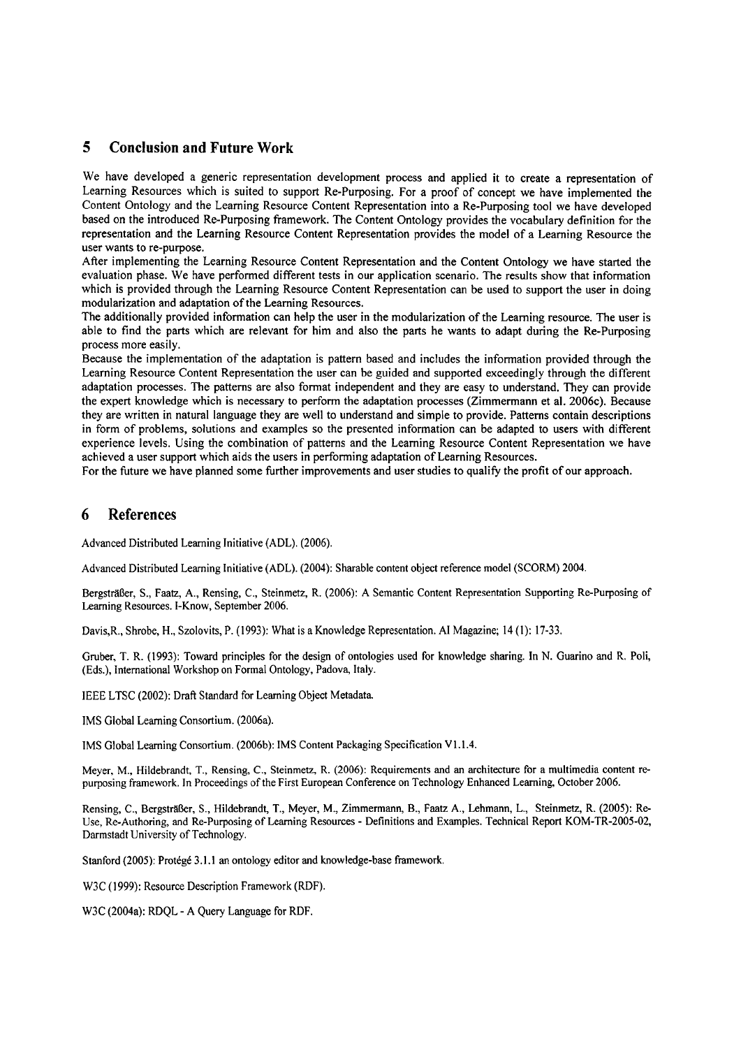## 5 Conclusion and Future Work

We have developed a generic representation development process and applied it to create a representation of Learning Resources which is suited to support Re-Purposing. For a proof of concept we have implemented the Content Ontology and the Learning Resource Content Representation into a Re-Purposing tool we have developed based on the introduced Re-Purposing framework. The Content Ontology provides the vocabulary definition for the representation and the Learning Resource Content Representation provides the model of a Learning Resource the user wants to re-purpose.

After implementing the Learning Resource Content Representation and the Content Ontology we have started the evaluation phase. We have performed different tests in our application scenario. The results show that information which is provided through the Learning Resource Content Representation can be used to support the user in doing modularization and adaptation of the Learning Resources.

The additionally provided information can help the user in the modularization of the Learning resource. The user is able to find the parts which are relevant for him and also the parts he wants to adapt during the Re-Purposing process more easily.

Because the implementation of the adaptation is pattern based and includes the information provided through the Learning Resource Content Representation the user can be guided and supported exceedingly through the different adaptation processes. The patterns are also format independent and they are easy to understand. They can provide the expert knowledge which is necessary to perform the adaptation processes (Zimmermann et al. 2006c). Because they are written in natural language they are well to understand and simple to provide. Patterns contain descriptions in form of problems, solutions and examples so the presented information can be adapted to users with different experience levels. Using the combination of patterns and the Learning Resource Content Representation we have achieved a user support which aids the users in performing adaptation of Learning Resources.

For the future we have planned some further improvements and user studies to qualify the profit of our approach.

## 6 References

Advanced Distributed Learning Initiative (ADL). (2006).

Advanced Distributed Learning Initiative (ADL). (2004): Sharable content object reference model (SCORM) 2004.

Bergsträßer, S., Faatz, A., Rensing, C., Steinmetz, R. (2006): A Semantic Content Representation Supporting Re-Purposing of Learning Resources. I-Know, September 2006.

Davis,R., Shrobe, H., Szolovits, P. (1993): What is a Knowledge Representation. AI Magazine; 14 (1): 17-33.

Gruber, T. R. (1993): Toward principles for the design of ontologies used for knowledge sharing. In N. Guarino and R. Poli, (Eds.), International Workshop on Formal Ontology, Padova, Italy.

IEEE LTSC (2002): Draft Standard for Learning Object Metadata.

IMS Global Learning Consortium. (2006a).

IMS Global Learning Consortium. (2006b): IMS Content Packaging Specification V1.1.4.

Meyer, M., Hildebrandt, T., Rensing, C., Steinmetz, R. (2006): Requirements and an architecture for a multimedia content re-purposing framework. In Proceedings of the First European Conference on Technology Enhanced Learning, October 2006.

Rensing, C., Bergsträßer, S., Hildebrandt, T., Meyer, M., Zimmermann, B., Faatz A., Lehmann, L., Steinmetz, R. (2005): Re-Use, Re-Authoring, and Re-Purposing of Learning Resources - Definitions and Examples. Technical Report KOM-TR-2005-02, Darmstadt University of Technology.

Stanford (2005): Protégé 3.1.1 an ontology editor and knowledge-base framework.

W3C (1999): Resource Description Framework (RDF).

W3C (2004a): RDQL - A Query Language for RDF.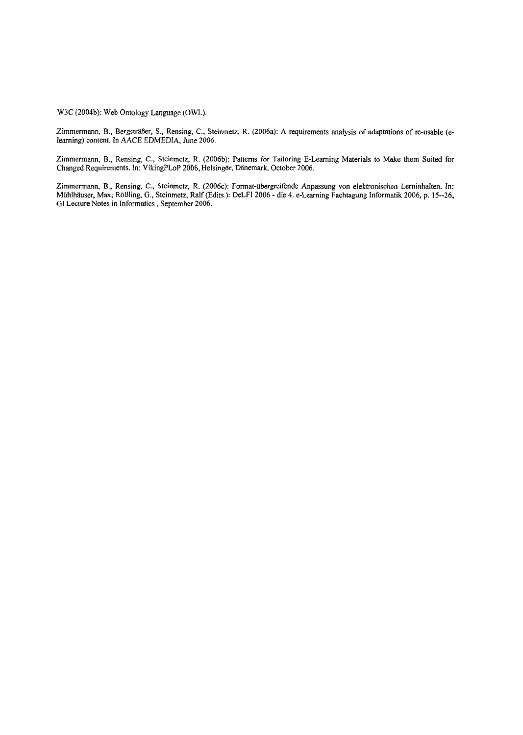W3C (2004b): Web Ontology Language (OWL).

Zimmermann, B., Bergsträßer, S., Rensing, C., Steinmetz, R. (2006a): A requirements analysis of adaptations of re-usable (e-learning) content. In AACE EDMEDIA, June 2006.

Zimmermann, B., Rensing, C., Steinmetz, R. (2006b): Patterns for Tailoring E-Learning Materials to Make them Suited for Changed Requirements. In: VikingPLoP 2006, Helsingör, Dänemark, October 2006.

Zimmermann, B., Rensing, C., Steinmetz, R. (2006c): Format-übergreifende Anpassung von elektronischen Lerninhalten. In: Mühlhäuser, Max; Rößling, G., Steinmetz, Ralf (Edits.): DeLFI 2006 - die 4. e-Learning Fachtagung Informatik 2006, p. 15--26, GI Lecture Notes in Informatics , September 2006.